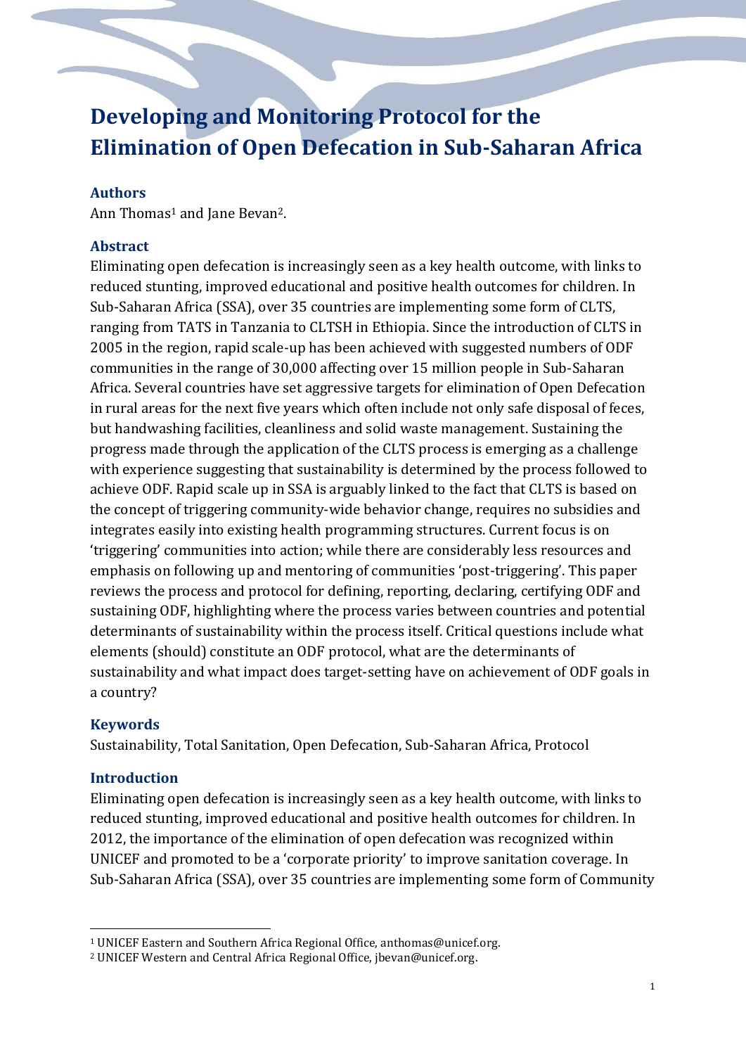# Developing and Monitoring Protocol for the Elimination of Open Defecation in Sub-Saharan Africa

## Authors

Ann Thomas[1] and Jane Bevan[2].

## Abstract

Eliminating open defecation is increasingly seen as a key health outcome, with links to reduced stunting, improved educational and positive health outcomes for children. In Sub-Saharan Africa (SSA), over 35 countries are implementing some form of CLTS, ranging from TATS in Tanzania to CLTSH in Ethiopia. Since the introduction of CLTS in 2005 in the region, rapid scale-up has been achieved with suggested numbers of ODF communities in the range of 30,000 affecting over 15 million people in Sub-Saharan Africa. Several countries have set aggressive targets for elimination of Open Defecation in rural areas for the next five years which often include not only safe disposal of feces, but handwashing facilities, cleanliness and solid waste management. Sustaining the progress made through the application of the CLTS process is emerging as a challenge with experience suggesting that sustainability is determined by the process followed to achieve ODF. Rapid scale up in SSA is arguably linked to the fact that CLTS is based on the concept of triggering community-wide behavior change, requires no subsidies and integrates easily into existing health programming structures. Current focus is on 'triggering' communities into action; while there are considerably less resources and emphasis on following up and mentoring of communities 'post-triggering'. This paper reviews the process and protocol for defining, reporting, declaring, certifying ODF and sustaining ODF, highlighting where the process varies between countries and potential determinants of sustainability within the process itself. Critical questions include what elements (should) constitute an ODF protocol, what are the determinants of sustainability and what impact does target-setting have on achievement of ODF goals in a country?

## Keywords

Sustainability, Total Sanitation, Open Defecation, Sub-Saharan Africa, Protocol

## Introduction

Eliminating open defecation is increasingly seen as a key health outcome, with links to reduced stunting, improved educational and positive health outcomes for children. In 2012, the importance of the elimination of open defecation was recognized within UNICEF and promoted to be a 'corporate priority' to improve sanitation coverage. In Sub-Saharan Africa (SSA), over 35 countries are implementing some form of Community

[1] UNICEF Eastern and Southern Africa Regional Office, anthomas@unicef.org.

[2] UNICEF Western and Central Africa Regional Office, jbevan@unicef.org.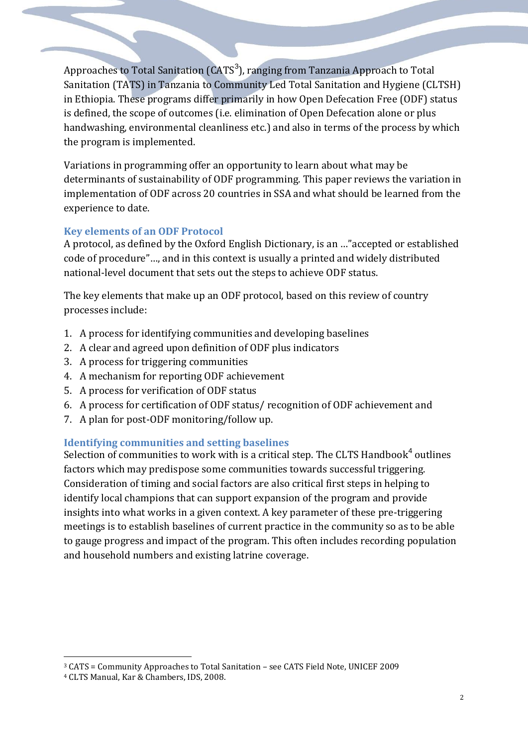Approaches to Total Sanitation (CATS[3]), ranging from Tanzania Approach to Total Sanitation (TATS) in Tanzania to Community Led Total Sanitation and Hygiene (CLTSH) in Ethiopia. These programs differ primarily in how Open Defecation Free (ODF) status is defined, the scope of outcomes (i.e. elimination of Open Defecation alone or plus handwashing, environmental cleanliness etc.) and also in terms of the process by which the program is implemented.

Variations in programming offer an opportunity to learn about what may be determinants of sustainability of ODF programming. This paper reviews the variation in implementation of ODF across 20 countries in SSA and what should be learned from the experience to date.

## Key elements of an ODF Protocol

A protocol, as defined by the Oxford English Dictionary, is an …"accepted or established code of procedure"…, and in this context is usually a printed and widely distributed national-level document that sets out the steps to achieve ODF status.

The key elements that make up an ODF protocol, based on this review of country processes include:

1. A process for identifying communities and developing baselines
2. A clear and agreed upon definition of ODF plus indicators
3. A process for triggering communities
4. A mechanism for reporting ODF achievement
5. A process for verification of ODF status
6. A process for certification of ODF status/ recognition of ODF achievement and
7. A plan for post-ODF monitoring/follow up.

## Identifying communities and setting baselines

Selection of communities to work with is a critical step. The CLTS Handbook[4] outlines factors which may predispose some communities towards successful triggering. Consideration of timing and social factors are also critical first steps in helping to identify local champions that can support expansion of the program and provide insights into what works in a given context. A key parameter of these pre-triggering meetings is to establish baselines of current practice in the community so as to be able to gauge progress and impact of the program. This often includes recording population and household numbers and existing latrine coverage.

---

[3] CATS = Community Approaches to Total Sanitation – see CATS Field Note, UNICEF 2009

[4] CLTS Manual, Kar & Chambers, IDS, 2008.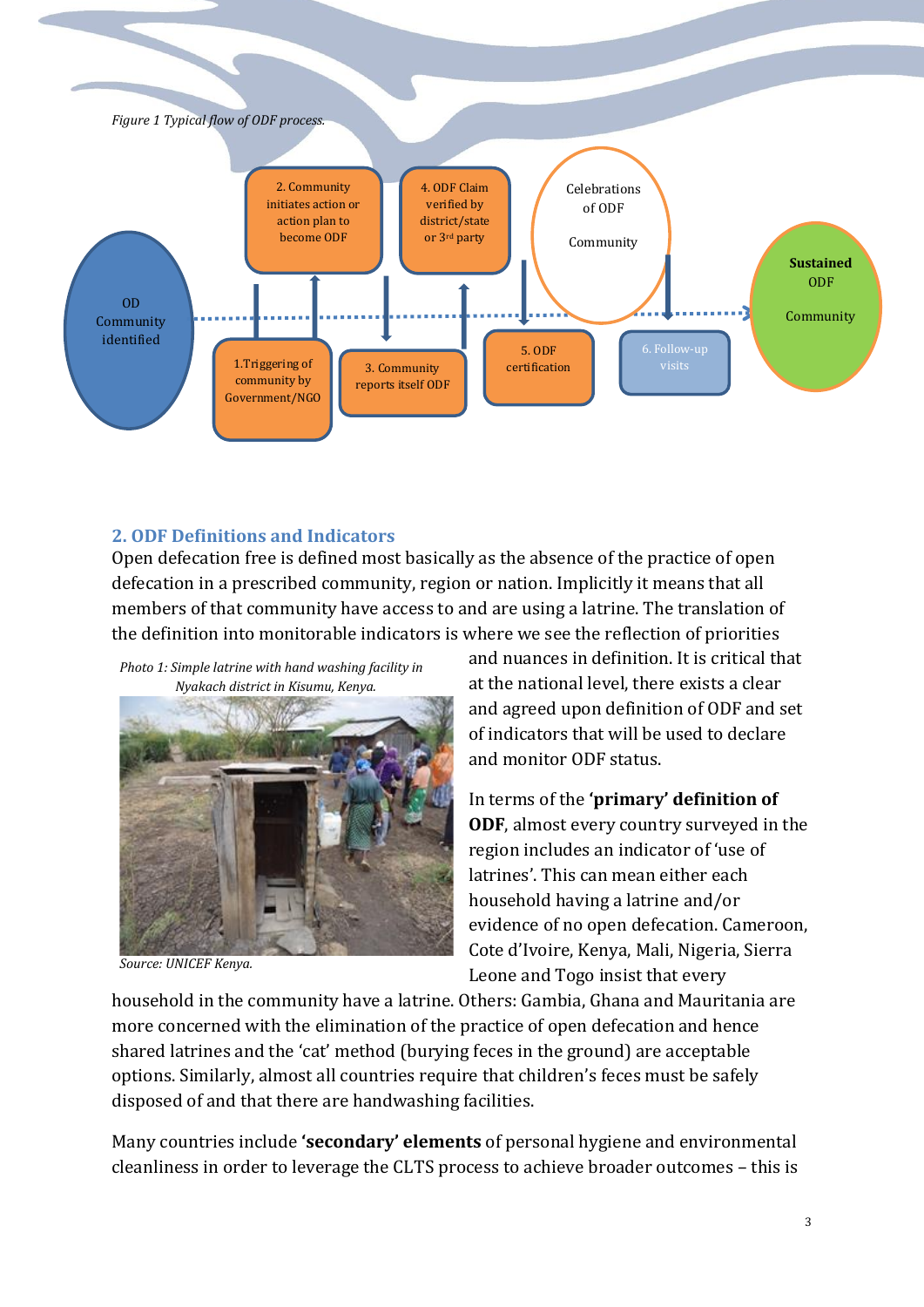*Figure 1 Typical flow of ODF process.*

OD Community identified

1.Triggering of community by Government/NGO

2. Community initiates action or action plan to become ODF

3. Community reports itself ODF

4. ODF Claim verified by district/state or 3rd party

5. ODF certification

Celebrations of ODF Community

6. Follow-up visits

**Sustained** ODF Community

## 2. ODF Definitions and Indicators

Open defecation free is defined most basically as the absence of the practice of open defecation in a prescribed community, region or nation. Implicitly it means that all members of that community have access to and are using a latrine. The translation of the definition into monitorable indicators is where we see the reflection of priorities and nuances in definition. It is critical that at the national level, there exists a clear and agreed upon definition of ODF and set of indicators that will be used to declare and monitor ODF status.

*Photo 1: Simple latrine with hand washing facility in Nyakach district in Kisumu, Kenya.*

*Source: UNICEF Kenya.*

In terms of the **'primary' definition of ODF**, almost every country surveyed in the region includes an indicator of 'use of latrines'. This can mean either each household having a latrine and/or evidence of no open defecation. Cameroon, Cote d'Ivoire, Kenya, Mali, Nigeria, Sierra Leone and Togo insist that every household in the community have a latrine. Others: Gambia, Ghana and Mauritania are more concerned with the elimination of the practice of open defecation and hence shared latrines and the 'cat' method (burying feces in the ground) are acceptable options. Similarly, almost all countries require that children's feces must be safely disposed of and that there are handwashing facilities.

Many countries include **'secondary' elements** of personal hygiene and environmental cleanliness in order to leverage the CLTS process to achieve broader outcomes – this is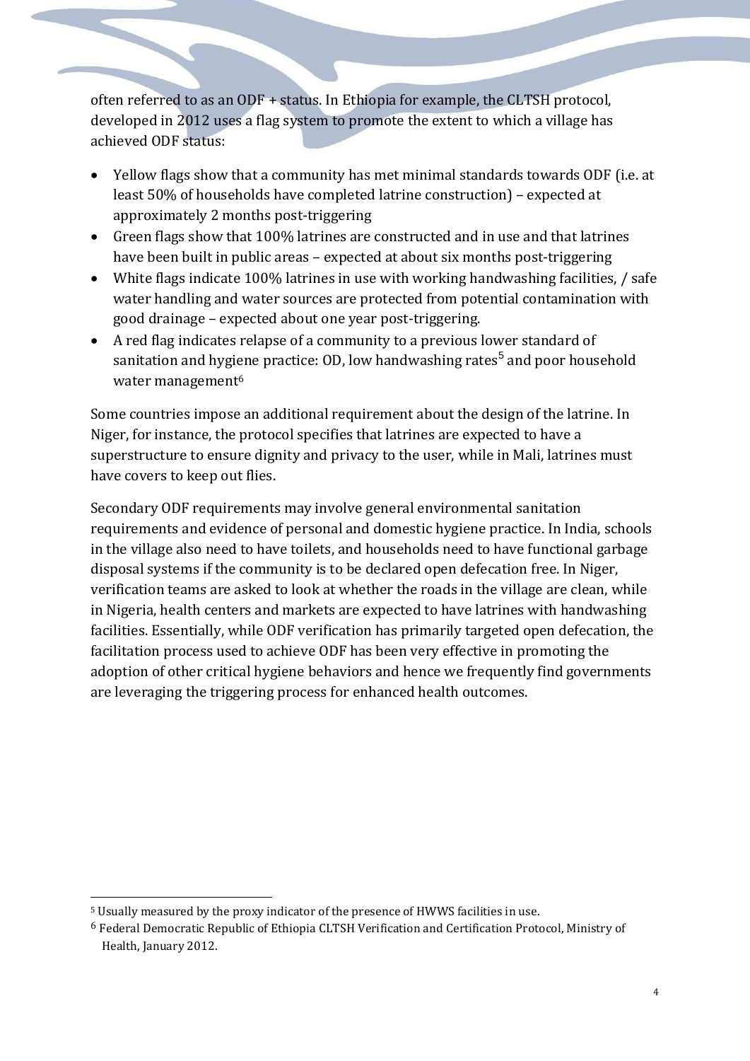often referred to as an ODF + status. In Ethiopia for example, the CLTSH protocol, developed in 2012 uses a flag system to promote the extent to which a village has achieved ODF status:

- Yellow flags show that a community has met minimal standards towards ODF (i.e. at least 50% of households have completed latrine construction) – expected at approximately 2 months post-triggering
- Green flags show that 100% latrines are constructed and in use and that latrines have been built in public areas – expected at about six months post-triggering
- White flags indicate 100% latrines in use with working handwashing facilities, / safe water handling and water sources are protected from potential contamination with good drainage – expected about one year post-triggering.
- A red flag indicates relapse of a community to a previous lower standard of sanitation and hygiene practice: OD, low handwashing rates[5] and poor household water management[6]

Some countries impose an additional requirement about the design of the latrine. In Niger, for instance, the protocol specifies that latrines are expected to have a superstructure to ensure dignity and privacy to the user, while in Mali, latrines must have covers to keep out flies.

Secondary ODF requirements may involve general environmental sanitation requirements and evidence of personal and domestic hygiene practice. In India, schools in the village also need to have toilets, and households need to have functional garbage disposal systems if the community is to be declared open defecation free. In Niger, verification teams are asked to look at whether the roads in the village are clean, while in Nigeria, health centers and markets are expected to have latrines with handwashing facilities. Essentially, while ODF verification has primarily targeted open defecation, the facilitation process used to achieve ODF has been very effective in promoting the adoption of other critical hygiene behaviors and hence we frequently find governments are leveraging the triggering process for enhanced health outcomes.

---

[5] Usually measured by the proxy indicator of the presence of HWWS facilities in use.

[6] Federal Democratic Republic of Ethiopia CLTSH Verification and Certification Protocol, Ministry of Health, January 2012.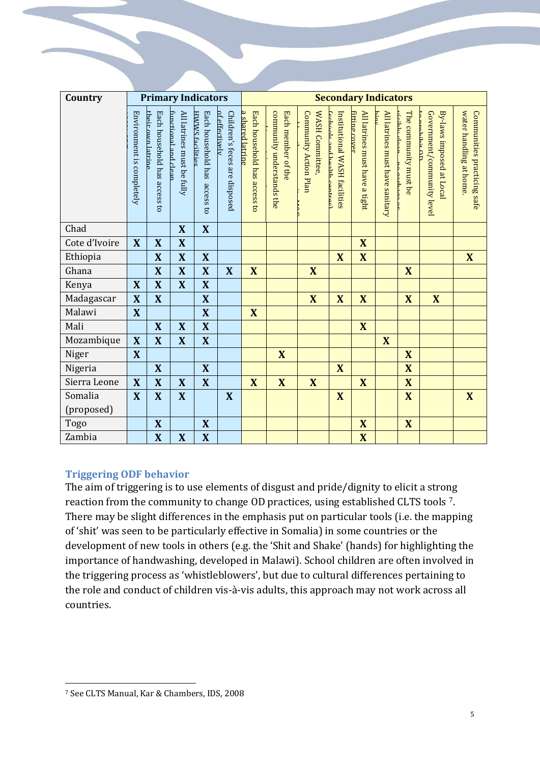| Country | Primary Indicators | | | | | Secondary Indicators | | | | | | | | |
|---|---|---|---|---|---|---|---|---|---|---|---|---|---|---|
| | Environment is completely ODF | Each household has access to their own latrine | All latrines must be fully functional and clean | Each household has access to HWWS facilities | Children's feces are disposed of effectively | Each household has access to a shared latrine | Each member of the community understands the | WASH Committee, Community Action Plan | Institutional WASH facilities (schools and health centres) | All latrines must have a tight fitting cover | All latrines must have sanitary bins | The community must be visibly clean | By-laws imposed at Local Government/community level to prohibit OD | Communities practicing safe water handling at home. |
| Chad | | | X | X | | | | | | | | | | |
| Cote d'Ivoire | X | X | X | | | | | | | X | | | | |
| Ethiopia | | X | X | X | | | | | X | X | | | | X |
| Ghana | | X | X | X | X | X | | X | | | | X | | |
| Kenya | X | X | X | X | | | | | | | | | | |
| Madagascar | X | X | | X | | | | X | X | X | | X | X | |
| Malawi | X | | | X | | X | | | | | | | | |
| Mali | | X | X | X | | | | | | X | | | | |
| Mozambique | X | X | X | X | | | | | | | X | | | |
| Niger | X | | | | | | X | | | | | X | | |
| Nigeria | | X | | X | | | | | X | | | X | | |
| Sierra Leone | X | X | X | X | | X | X | X | | X | | X | | |
| Somalia (proposed) | X | X | X | | X | | | | X | | | X | | X |
| Togo | | X | | X | | | | | | X | | X | | |
| Zambia | | X | X | X | | | | | | X | | | | |

### Triggering ODF behavior

The aim of triggering is to use elements of disgust and pride/dignity to elicit a strong reaction from the community to change OD practices, using established CLTS tools [7]. There may be slight differences in the emphasis put on particular tools (i.e. the mapping of 'shit' was seen to be particularly effective in Somalia) in some countries or the development of new tools in others (e.g. the 'Shit and Shake' (hands) for highlighting the importance of handwashing, developed in Malawi). School children are often involved in the triggering process as 'whistleblowers', but due to cultural differences pertaining to the role and conduct of children vis-à-vis adults, this approach may not work across all countries.

[7] See CLTS Manual, Kar & Chambers, IDS, 2008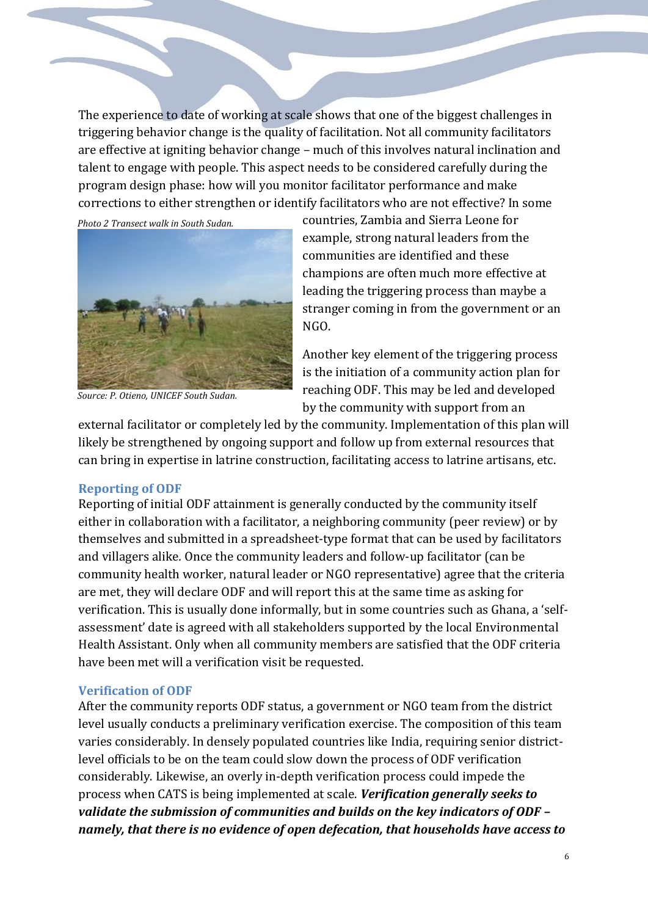The experience to date of working at scale shows that one of the biggest challenges in triggering behavior change is the quality of facilitation. Not all community facilitators are effective at igniting behavior change – much of this involves natural inclination and talent to engage with people. This aspect needs to be considered carefully during the program design phase: how will you monitor facilitator performance and make corrections to either strengthen or identify facilitators who are not effective? In some countries, Zambia and Sierra Leone for example, strong natural leaders from the communities are identified and these champions are often much more effective at leading the triggering process than maybe a stranger coming in from the government or an NGO.

*Photo 2 Transect walk in South Sudan.*

*Source: P. Otieno, UNICEF South Sudan.*

Another key element of the triggering process is the initiation of a community action plan for reaching ODF. This may be led and developed by the community with support from an external facilitator or completely led by the community. Implementation of this plan will likely be strengthened by ongoing support and follow up from external resources that can bring in expertise in latrine construction, facilitating access to latrine artisans, etc.

### Reporting of ODF

Reporting of initial ODF attainment is generally conducted by the community itself either in collaboration with a facilitator, a neighboring community (peer review) or by themselves and submitted in a spreadsheet-type format that can be used by facilitators and villagers alike. Once the community leaders and follow-up facilitator (can be community health worker, natural leader or NGO representative) agree that the criteria are met, they will declare ODF and will report this at the same time as asking for verification. This is usually done informally, but in some countries such as Ghana, a 'self-assessment' date is agreed with all stakeholders supported by the local Environmental Health Assistant. Only when all community members are satisfied that the ODF criteria have been met will a verification visit be requested.

### Verification of ODF

After the community reports ODF status, a government or NGO team from the district level usually conducts a preliminary verification exercise. The composition of this team varies considerably. In densely populated countries like India, requiring senior district-level officials to be on the team could slow down the process of ODF verification considerably. Likewise, an overly in-depth verification process could impede the process when CATS is being implemented at scale. ***Verification generally seeks to validate the submission of communities and builds on the key indicators of ODF – namely, that there is no evidence of open defecation, that households have access to***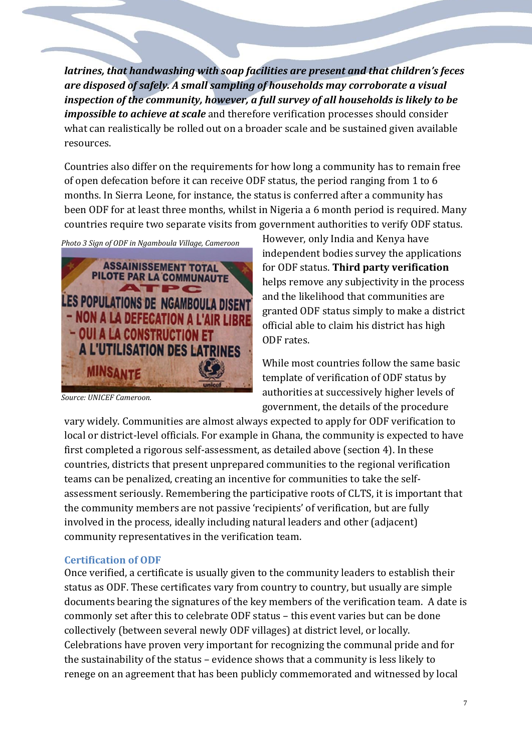***latrines, that handwashing with soap facilities are present and that children's feces are disposed of safely. A small sampling of households may corroborate a visual inspection of the community, however, a full survey of all households is likely to be impossible to achieve at scale*** and therefore verification processes should consider what can realistically be rolled out on a broader scale and be sustained given available resources.

Countries also differ on the requirements for how long a community has to remain free of open defecation before it can receive ODF status, the period ranging from 1 to 6 months. In Sierra Leone, for instance, the status is conferred after a community has been ODF for at least three months, whilst in Nigeria a 6 month period is required. Many countries require two separate visits from government authorities to verify ODF status. However, only India and Kenya have independent bodies survey the applications for ODF status. **Third party verification** helps remove any subjectivity in the process and the likelihood that communities are granted ODF status simply to make a district official able to claim his district has high ODF rates.

*Photo 3 Sign of ODF in Ngamboula Village, Cameroon*

*Source: UNICEF Cameroon.*

While most countries follow the same basic template of verification of ODF status by authorities at successively higher levels of government, the details of the procedure vary widely. Communities are almost always expected to apply for ODF verification to local or district-level officials. For example in Ghana, the community is expected to have first completed a rigorous self-assessment, as detailed above (section 4). In these countries, districts that present unprepared communities to the regional verification teams can be penalized, creating an incentive for communities to take the self-assessment seriously. Remembering the participative roots of CLTS, it is important that the community members are not passive 'recipients' of verification, but are fully involved in the process, ideally including natural leaders and other (adjacent) community representatives in the verification team.

### Certification of ODF

Once verified, a certificate is usually given to the community leaders to establish their status as ODF. These certificates vary from country to country, but usually are simple documents bearing the signatures of the key members of the verification team. A date is commonly set after this to celebrate ODF status – this event varies but can be done collectively (between several newly ODF villages) at district level, or locally. Celebrations have proven very important for recognizing the communal pride and for the sustainability of the status – evidence shows that a community is less likely to renege on an agreement that has been publicly commemorated and witnessed by local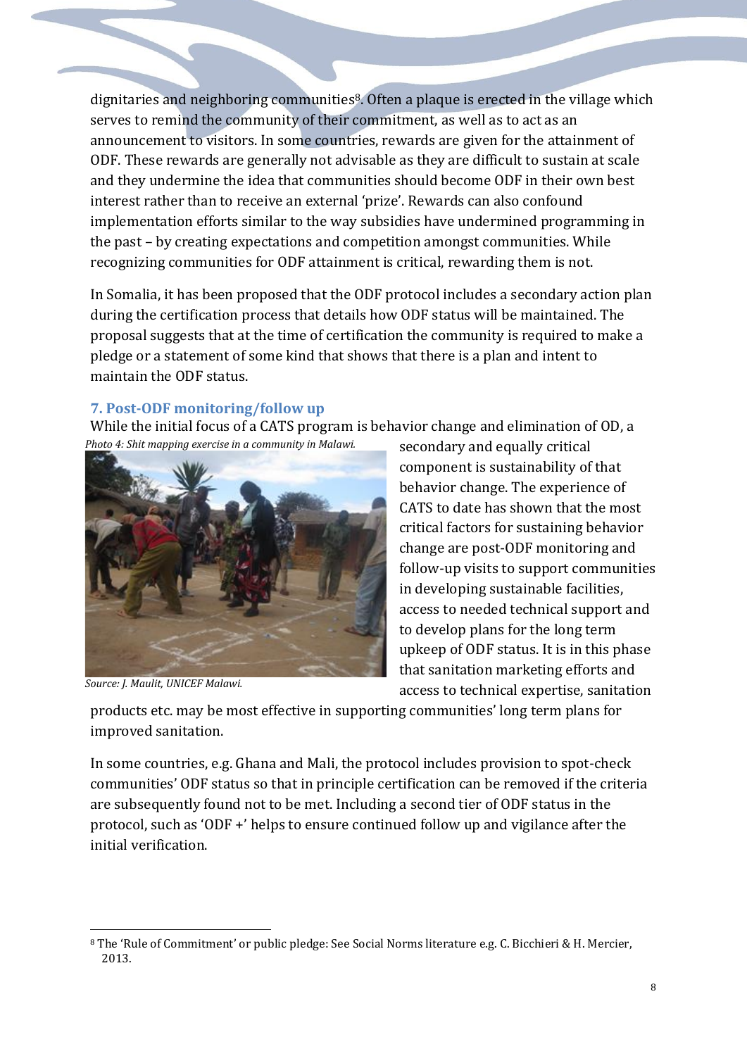dignitaries and neighboring communities[8]. Often a plaque is erected in the village which serves to remind the community of their commitment, as well as to act as an announcement to visitors. In some countries, rewards are given for the attainment of ODF. These rewards are generally not advisable as they are difficult to sustain at scale and they undermine the idea that communities should become ODF in their own best interest rather than to receive an external 'prize'. Rewards can also confound implementation efforts similar to the way subsidies have undermined programming in the past – by creating expectations and competition amongst communities. While recognizing communities for ODF attainment is critical, rewarding them is not.

In Somalia, it has been proposed that the ODF protocol includes a secondary action plan during the certification process that details how ODF status will be maintained. The proposal suggests that at the time of certification the community is required to make a pledge or a statement of some kind that shows that there is a plan and intent to maintain the ODF status.

### 7. Post-ODF monitoring/follow up

While the initial focus of a CATS program is behavior change and elimination of OD, a secondary and equally critical component is sustainability of that behavior change. The experience of CATS to date has shown that the most critical factors for sustaining behavior change are post-ODF monitoring and follow-up visits to support communities in developing sustainable facilities, access to needed technical support and to develop plans for the long term upkeep of ODF status. It is in this phase that sanitation marketing efforts and access to technical expertise, sanitation products etc. may be most effective in supporting communities' long term plans for improved sanitation.

*Photo 4: Shit mapping exercise in a community in Malawi.*

*Source: J. Maulit, UNICEF Malawi.*

In some countries, e.g. Ghana and Mali, the protocol includes provision to spot-check communities' ODF status so that in principle certification can be removed if the criteria are subsequently found not to be met. Including a second tier of ODF status in the protocol, such as 'ODF +' helps to ensure continued follow up and vigilance after the initial verification.

[8] The 'Rule of Commitment' or public pledge: See Social Norms literature e.g. C. Bicchieri & H. Mercier, 2013.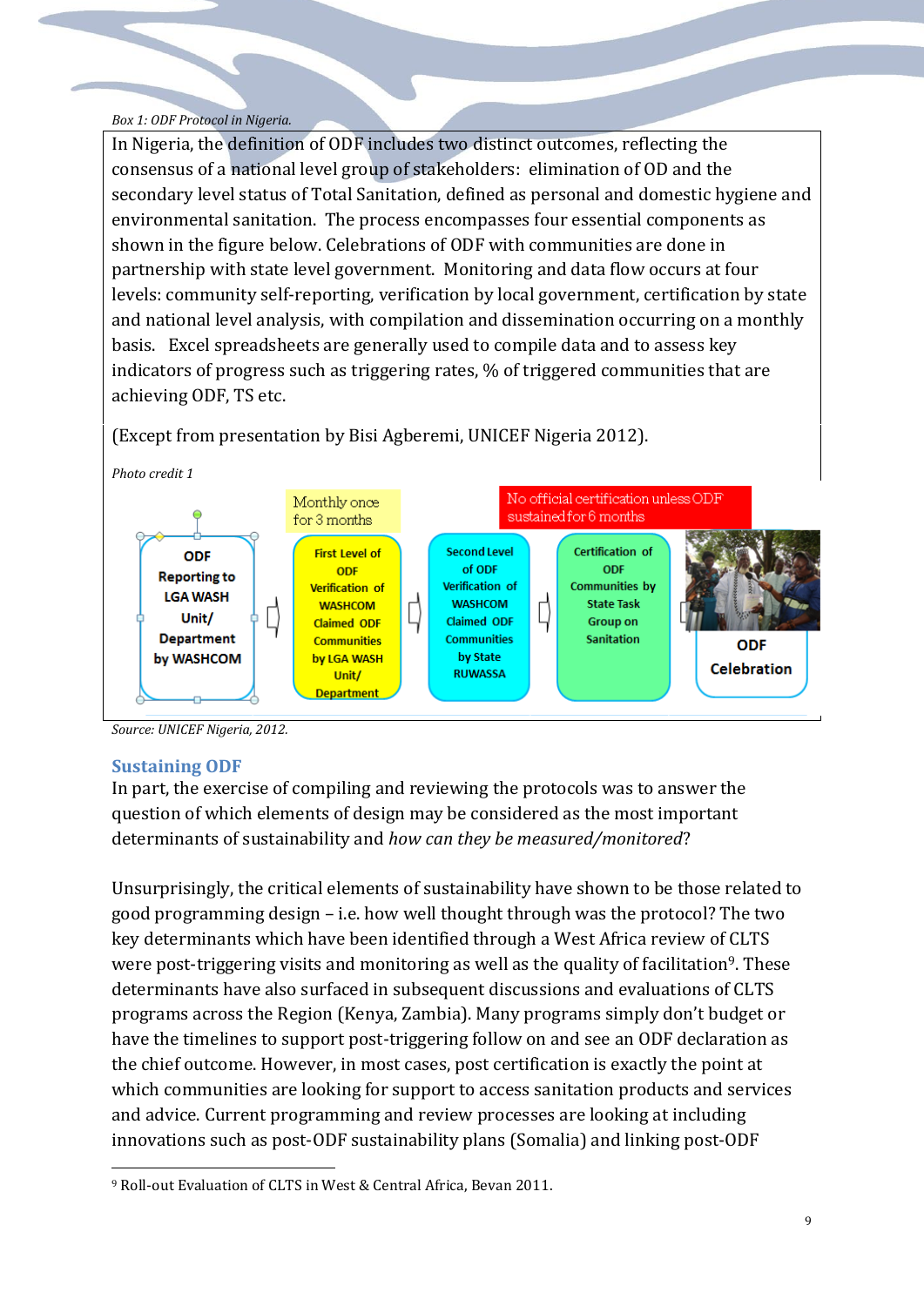*Box 1: ODF Protocol in Nigeria.*

In Nigeria, the definition of ODF includes two distinct outcomes, reflecting the consensus of a national level group of stakeholders: elimination of OD and the secondary level status of Total Sanitation, defined as personal and domestic hygiene and environmental sanitation. The process encompasses four essential components as shown in the figure below. Celebrations of ODF with communities are done in partnership with state level government. Monitoring and data flow occurs at four levels: community self-reporting, verification by local government, certification by state and national level analysis, with compilation and dissemination occurring on a monthly basis. Excel spreadsheets are generally used to compile data and to assess key indicators of progress such as triggering rates, % of triggered communities that are achieving ODF, TS etc.

(Except from presentation by Bisi Agberemi, UNICEF Nigeria 2012).

*Photo credit 1*

ODF Reporting to LGA WASH Unit/ Department by WASHCOM → First Level of ODF Verification of WASHCOM Claimed ODF Communities by LGA WASH Unit/ Department (Monthly once for 3 months) → Second Level of ODF Verification of WASHCOM Claimed ODF Communities by State RUWASSA → Certification of ODF Communities by State Task Group on Sanitation (No official certification unless ODF sustained for 6 months) → ODF Celebration

*Source: UNICEF Nigeria, 2012.*

## Sustaining ODF

In part, the exercise of compiling and reviewing the protocols was to answer the question of which elements of design may be considered as the most important determinants of sustainability and *how can they be measured/monitored*?

Unsurprisingly, the critical elements of sustainability have shown to be those related to good programming design – i.e. how well thought through was the protocol? The two key determinants which have been identified through a West Africa review of CLTS were post-triggering visits and monitoring as well as the quality of facilitation[9]. These determinants have also surfaced in subsequent discussions and evaluations of CLTS programs across the Region (Kenya, Zambia). Many programs simply don't budget or have the timelines to support post-triggering follow on and see an ODF declaration as the chief outcome. However, in most cases, post certification is exactly the point at which communities are looking for support to access sanitation products and services and advice. Current programming and review processes are looking at including innovations such as post-ODF sustainability plans (Somalia) and linking post-ODF

[9] Roll-out Evaluation of CLTS in West & Central Africa, Bevan 2011.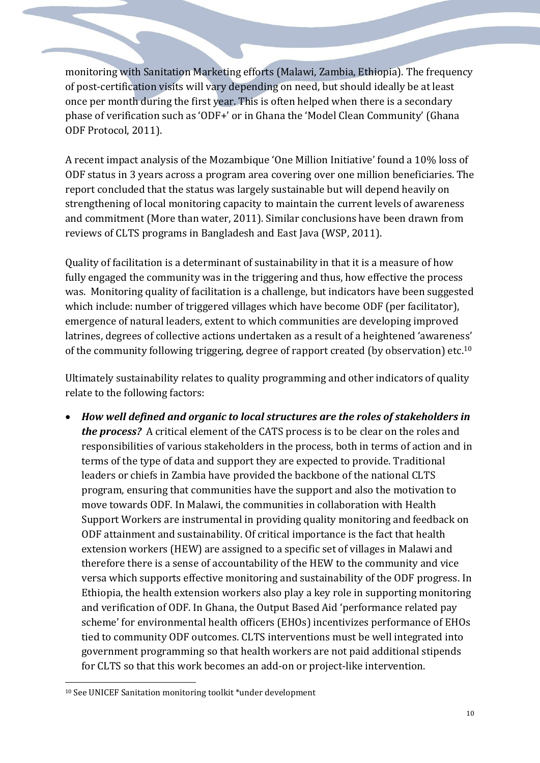monitoring with Sanitation Marketing efforts (Malawi, Zambia, Ethiopia). The frequency of post-certification visits will vary depending on need, but should ideally be at least once per month during the first year. This is often helped when there is a secondary phase of verification such as 'ODF+' or in Ghana the 'Model Clean Community' (Ghana ODF Protocol, 2011).

A recent impact analysis of the Mozambique 'One Million Initiative' found a 10% loss of ODF status in 3 years across a program area covering over one million beneficiaries. The report concluded that the status was largely sustainable but will depend heavily on strengthening of local monitoring capacity to maintain the current levels of awareness and commitment (More than water, 2011). Similar conclusions have been drawn from reviews of CLTS programs in Bangladesh and East Java (WSP, 2011).

Quality of facilitation is a determinant of sustainability in that it is a measure of how fully engaged the community was in the triggering and thus, how effective the process was. Monitoring quality of facilitation is a challenge, but indicators have been suggested which include: number of triggered villages which have become ODF (per facilitator), emergence of natural leaders, extent to which communities are developing improved latrines, degrees of collective actions undertaken as a result of a heightened 'awareness' of the community following triggering, degree of rapport created (by observation) etc.[10]

Ultimately sustainability relates to quality programming and other indicators of quality relate to the following factors:

- ***How well defined and organic to local structures are the roles of stakeholders in the process?*** A critical element of the CATS process is to be clear on the roles and responsibilities of various stakeholders in the process, both in terms of action and in terms of the type of data and support they are expected to provide. Traditional leaders or chiefs in Zambia have provided the backbone of the national CLTS program, ensuring that communities have the support and also the motivation to move towards ODF. In Malawi, the communities in collaboration with Health Support Workers are instrumental in providing quality monitoring and feedback on ODF attainment and sustainability. Of critical importance is the fact that health extension workers (HEW) are assigned to a specific set of villages in Malawi and therefore there is a sense of accountability of the HEW to the community and vice versa which supports effective monitoring and sustainability of the ODF progress. In Ethiopia, the health extension workers also play a key role in supporting monitoring and verification of ODF. In Ghana, the Output Based Aid 'performance related pay scheme' for environmental health officers (EHOs) incentivizes performance of EHOs tied to community ODF outcomes. CLTS interventions must be well integrated into government programming so that health workers are not paid additional stipends for CLTS so that this work becomes an add-on or project-like intervention.

[10] See UNICEF Sanitation monitoring toolkit *under development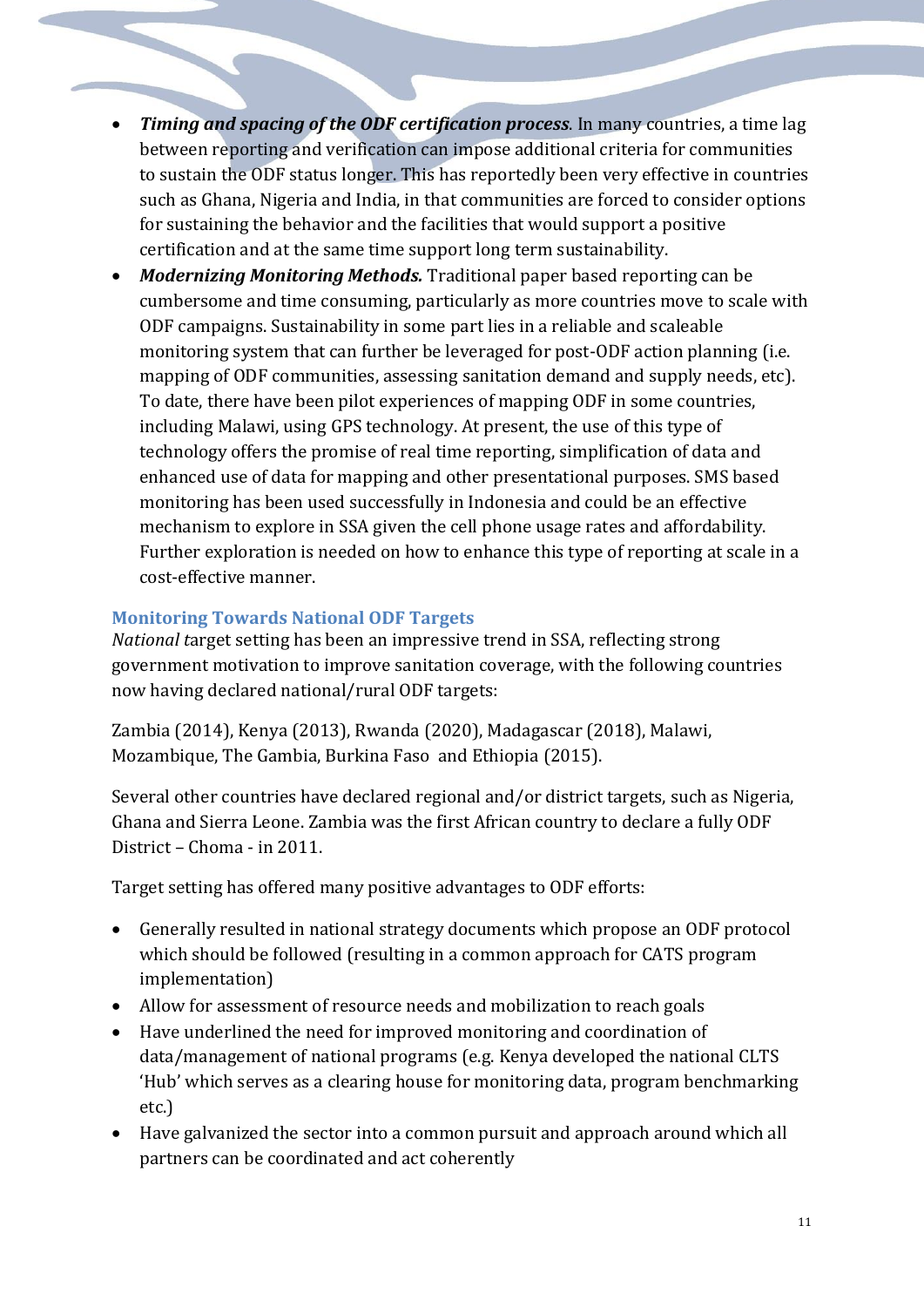- ***Timing and spacing of the ODF certification process***. In many countries, a time lag between reporting and verification can impose additional criteria for communities to sustain the ODF status longer. This has reportedly been very effective in countries such as Ghana, Nigeria and India, in that communities are forced to consider options for sustaining the behavior and the facilities that would support a positive certification and at the same time support long term sustainability.
- ***Modernizing Monitoring Methods.*** Traditional paper based reporting can be cumbersome and time consuming, particularly as more countries move to scale with ODF campaigns. Sustainability in some part lies in a reliable and scaleable monitoring system that can further be leveraged for post-ODF action planning (i.e. mapping of ODF communities, assessing sanitation demand and supply needs, etc). To date, there have been pilot experiences of mapping ODF in some countries, including Malawi, using GPS technology. At present, the use of this type of technology offers the promise of real time reporting, simplification of data and enhanced use of data for mapping and other presentational purposes. SMS based monitoring has been used successfully in Indonesia and could be an effective mechanism to explore in SSA given the cell phone usage rates and affordability. Further exploration is needed on how to enhance this type of reporting at scale in a cost-effective manner.

## Monitoring Towards National ODF Targets

*National t*arget setting has been an impressive trend in SSA, reflecting strong government motivation to improve sanitation coverage, with the following countries now having declared national/rural ODF targets:

Zambia (2014), Kenya (2013), Rwanda (2020), Madagascar (2018), Malawi, Mozambique, The Gambia, Burkina Faso and Ethiopia (2015).

Several other countries have declared regional and/or district targets, such as Nigeria, Ghana and Sierra Leone. Zambia was the first African country to declare a fully ODF District – Choma - in 2011.

Target setting has offered many positive advantages to ODF efforts:

- Generally resulted in national strategy documents which propose an ODF protocol which should be followed (resulting in a common approach for CATS program implementation)
- Allow for assessment of resource needs and mobilization to reach goals
- Have underlined the need for improved monitoring and coordination of data/management of national programs (e.g. Kenya developed the national CLTS 'Hub' which serves as a clearing house for monitoring data, program benchmarking etc.)
- Have galvanized the sector into a common pursuit and approach around which all partners can be coordinated and act coherently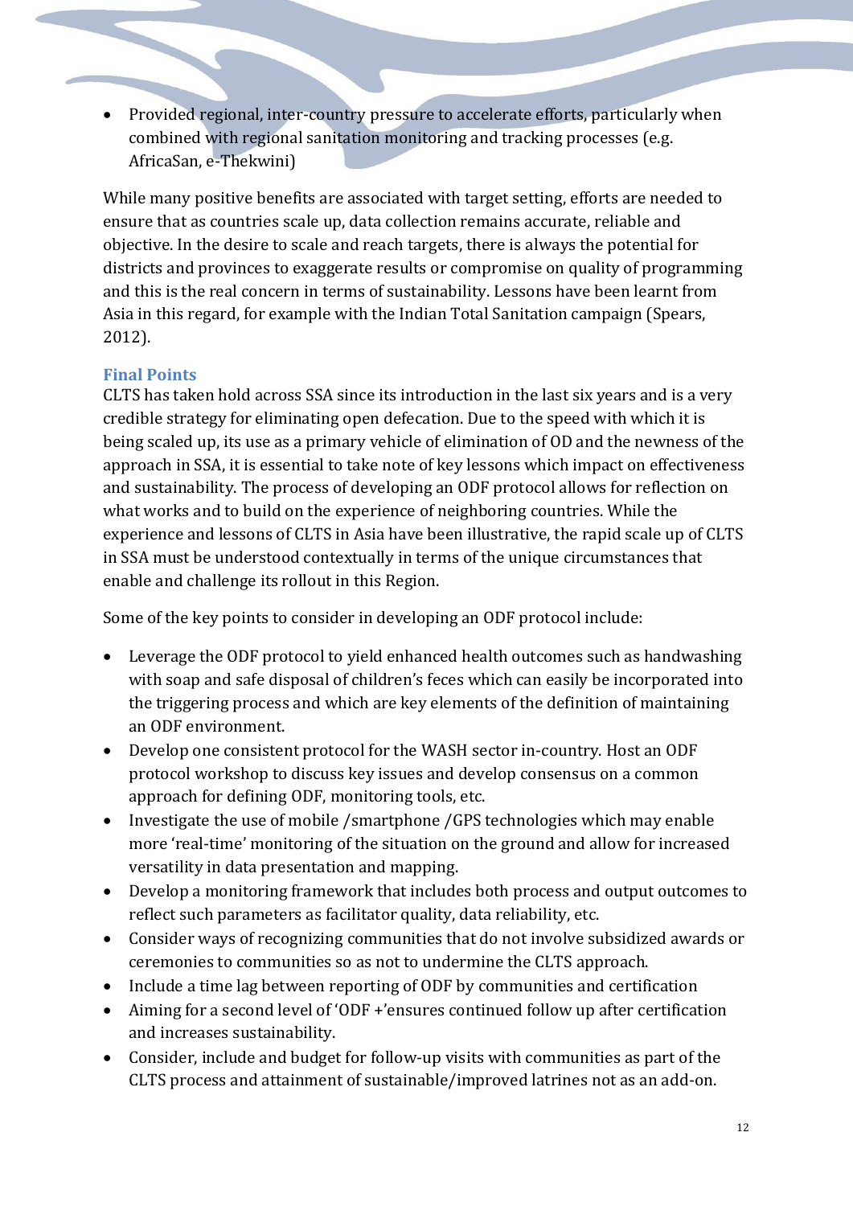- Provided regional, inter-country pressure to accelerate efforts, particularly when combined with regional sanitation monitoring and tracking processes (e.g. AfricaSan, e-Thekwini)

While many positive benefits are associated with target setting, efforts are needed to ensure that as countries scale up, data collection remains accurate, reliable and objective. In the desire to scale and reach targets, there is always the potential for districts and provinces to exaggerate results or compromise on quality of programming and this is the real concern in terms of sustainability. Lessons have been learnt from Asia in this regard, for example with the Indian Total Sanitation campaign (Spears, 2012).

### Final Points

CLTS has taken hold across SSA since its introduction in the last six years and is a very credible strategy for eliminating open defecation. Due to the speed with which it is being scaled up, its use as a primary vehicle of elimination of OD and the newness of the approach in SSA, it is essential to take note of key lessons which impact on effectiveness and sustainability. The process of developing an ODF protocol allows for reflection on what works and to build on the experience of neighboring countries. While the experience and lessons of CLTS in Asia have been illustrative, the rapid scale up of CLTS in SSA must be understood contextually in terms of the unique circumstances that enable and challenge its rollout in this Region.

Some of the key points to consider in developing an ODF protocol include:

- Leverage the ODF protocol to yield enhanced health outcomes such as handwashing with soap and safe disposal of children's feces which can easily be incorporated into the triggering process and which are key elements of the definition of maintaining an ODF environment.
- Develop one consistent protocol for the WASH sector in-country. Host an ODF protocol workshop to discuss key issues and develop consensus on a common approach for defining ODF, monitoring tools, etc.
- Investigate the use of mobile /smartphone /GPS technologies which may enable more 'real-time' monitoring of the situation on the ground and allow for increased versatility in data presentation and mapping.
- Develop a monitoring framework that includes both process and output outcomes to reflect such parameters as facilitator quality, data reliability, etc.
- Consider ways of recognizing communities that do not involve subsidized awards or ceremonies to communities so as not to undermine the CLTS approach.
- Include a time lag between reporting of ODF by communities and certification
- Aiming for a second level of 'ODF +'ensures continued follow up after certification and increases sustainability.
- Consider, include and budget for follow-up visits with communities as part of the CLTS process and attainment of sustainable/improved latrines not as an add-on.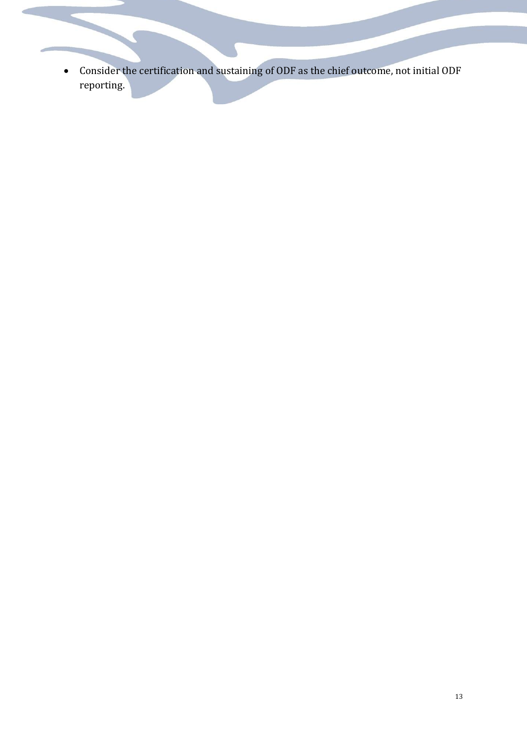- Consider the certification and sustaining of ODF as the chief outcome, not initial ODF reporting.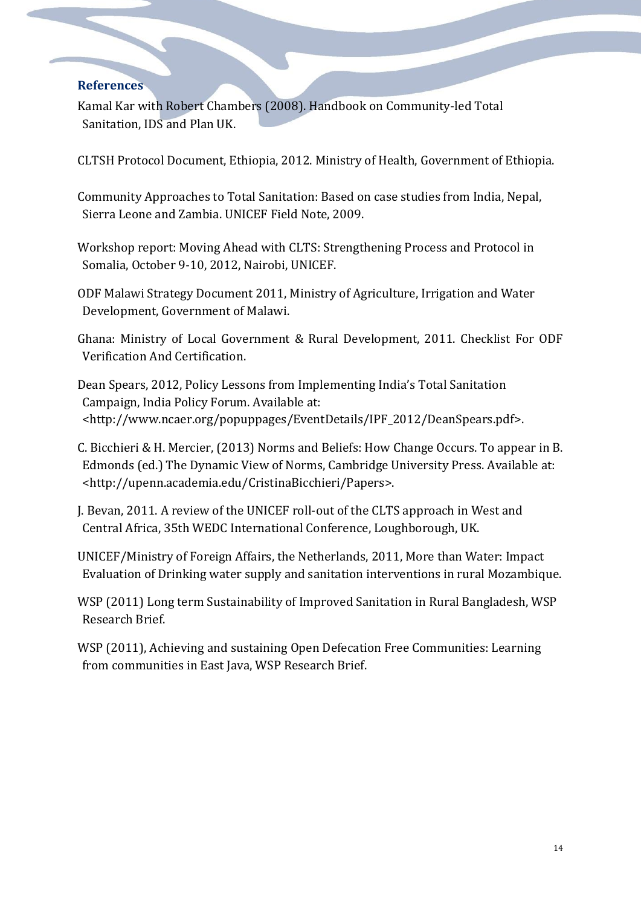## References

Kamal Kar with Robert Chambers (2008). Handbook on Community-led Total Sanitation, IDS and Plan UK.

CLTSH Protocol Document, Ethiopia, 2012. Ministry of Health, Government of Ethiopia.

Community Approaches to Total Sanitation: Based on case studies from India, Nepal, Sierra Leone and Zambia. UNICEF Field Note, 2009.

Workshop report: Moving Ahead with CLTS: Strengthening Process and Protocol in Somalia, October 9-10, 2012, Nairobi, UNICEF.

ODF Malawi Strategy Document 2011, Ministry of Agriculture, Irrigation and Water Development, Government of Malawi.

Ghana: Ministry of Local Government & Rural Development, 2011. Checklist For ODF Verification And Certification.

Dean Spears, 2012, Policy Lessons from Implementing India's Total Sanitation Campaign, India Policy Forum. Available at: <http://www.ncaer.org/popuppages/EventDetails/IPF_2012/DeanSpears.pdf>.

C. Bicchieri & H. Mercier, (2013) Norms and Beliefs: How Change Occurs. To appear in B. Edmonds (ed.) The Dynamic View of Norms, Cambridge University Press. Available at: <http://upenn.academia.edu/CristinaBicchieri/Papers>.

J. Bevan, 2011. A review of the UNICEF roll-out of the CLTS approach in West and Central Africa, 35th WEDC International Conference, Loughborough, UK.

UNICEF/Ministry of Foreign Affairs, the Netherlands, 2011, More than Water: Impact Evaluation of Drinking water supply and sanitation interventions in rural Mozambique.

WSP (2011) Long term Sustainability of Improved Sanitation in Rural Bangladesh, WSP Research Brief.

WSP (2011), Achieving and sustaining Open Defecation Free Communities: Learning from communities in East Java, WSP Research Brief.